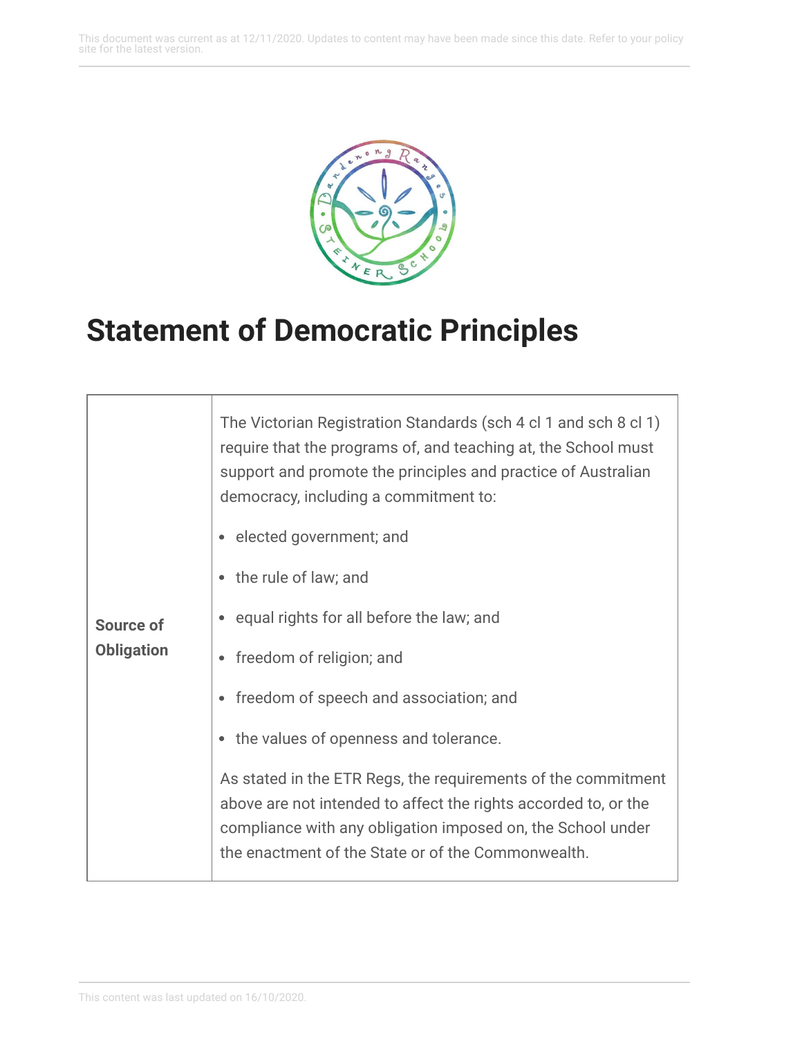# Statement of Democratic Principles

| | |
|---|---|
| **Source of Obligation** | The Victorian Registration Standards (sch 4 cl 1 and sch 8 cl 1) require that the programs of, and teaching at, the School must support and promote the principles and practice of Australian democracy, including a commitment to:<br><br>• elected government; and<br>• the rule of law; and<br>• equal rights for all before the law; and<br>• freedom of religion; and<br>• freedom of speech and association; and<br>• the values of openness and tolerance.<br><br>As stated in the ETR Regs, the requirements of the commitment above are not intended to affect the rights accorded to, or the compliance with any obligation imposed on, the School under the enactment of the State or of the Commonwealth. |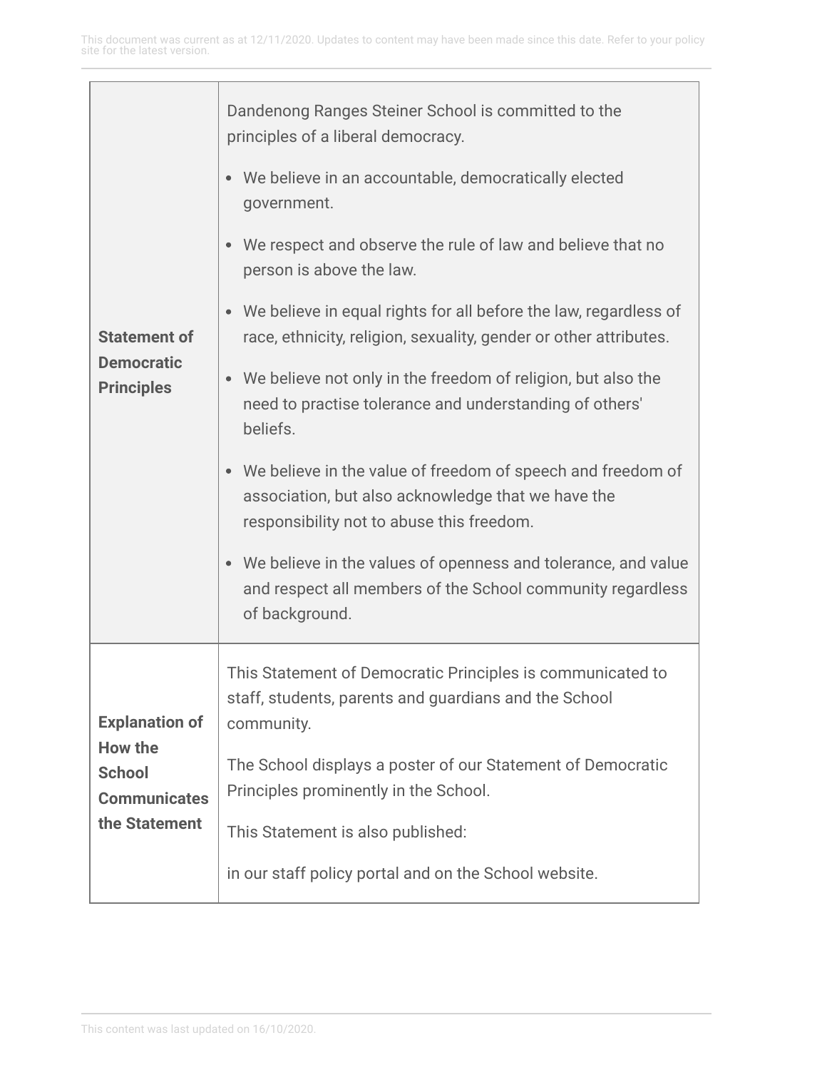| | |
|---|---|
| **Statement of Democratic Principles** | Dandenong Ranges Steiner School is committed to the principles of a liberal democracy.<br>• We believe in an accountable, democratically elected government.<br>• We respect and observe the rule of law and believe that no person is above the law.<br>• We believe in equal rights for all before the law, regardless of race, ethnicity, religion, sexuality, gender or other attributes.<br>• We believe not only in the freedom of religion, but also the need to practise tolerance and understanding of others' beliefs.<br>• We believe in the value of freedom of speech and freedom of association, but also acknowledge that we have the responsibility not to abuse this freedom.<br>• We believe in the values of openness and tolerance, and value and respect all members of the School community regardless of background. |
| **Explanation of How the School Communicates the Statement** | This Statement of Democratic Principles is communicated to staff, students, parents and guardians and the School community.<br>The School displays a poster of our Statement of Democratic Principles prominently in the School.<br>This Statement is also published:<br>in our staff policy portal and on the School website. |